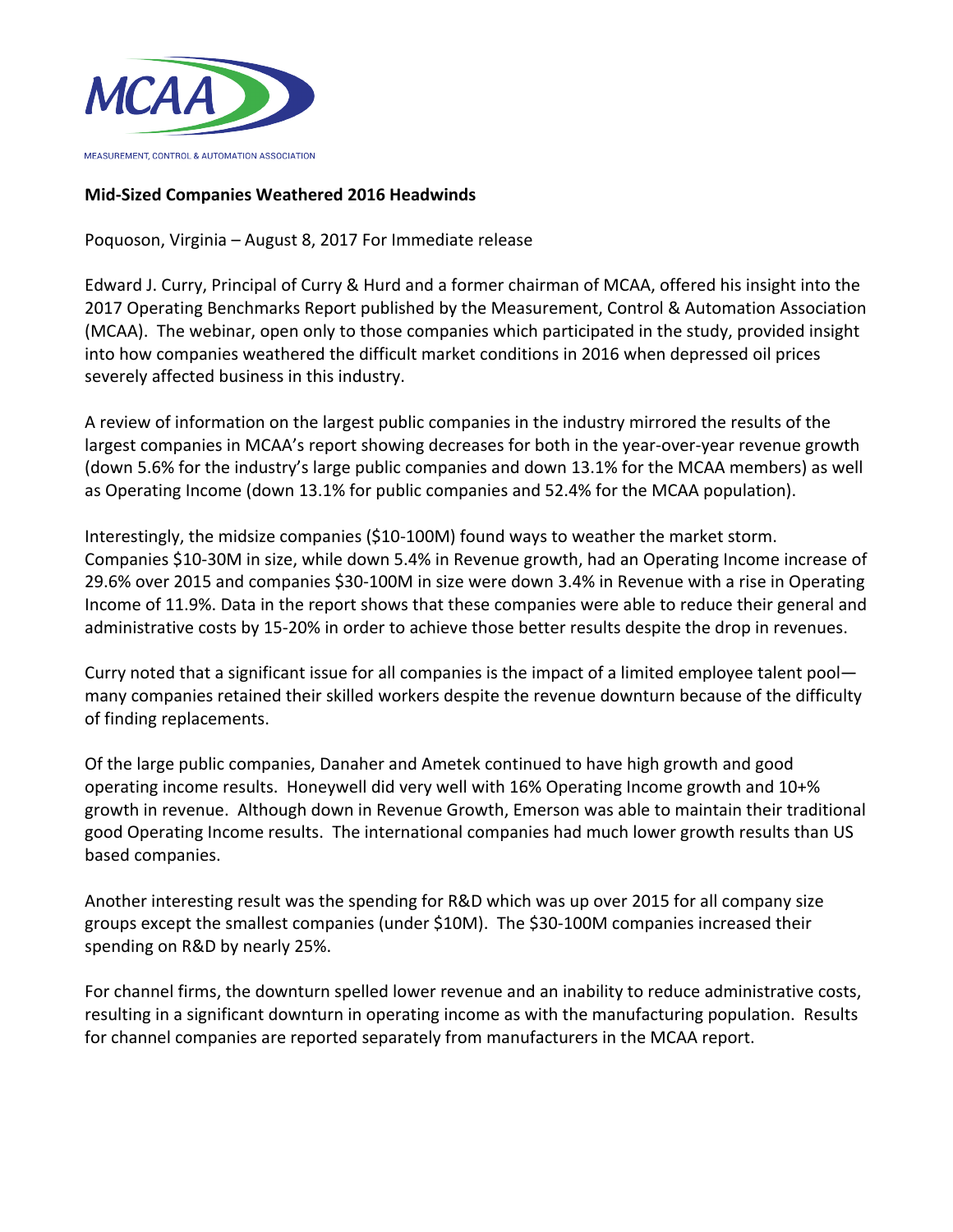MEASUREMENT, CONTROL & AUTOMATION ASSOCIATION

**Mid-Sized Companies Weathered 2016 Headwinds**

Poquoson, Virginia – August 8, 2017 For Immediate release

Edward J. Curry, Principal of Curry & Hurd and a former chairman of MCAA, offered his insight into the 2017 Operating Benchmarks Report published by the Measurement, Control & Automation Association (MCAA). The webinar, open only to those companies which participated in the study, provided insight into how companies weathered the difficult market conditions in 2016 when depressed oil prices severely affected business in this industry.

A review of information on the largest public companies in the industry mirrored the results of the largest companies in MCAA's report showing decreases for both in the year-over-year revenue growth (down 5.6% for the industry's large public companies and down 13.1% for the MCAA members) as well as Operating Income (down 13.1% for public companies and 52.4% for the MCAA population).

Interestingly, the midsize companies ($10-100M) found ways to weather the market storm. Companies $10-30M in size, while down 5.4% in Revenue growth, had an Operating Income increase of 29.6% over 2015 and companies $30-100M in size were down 3.4% in Revenue with a rise in Operating Income of 11.9%. Data in the report shows that these companies were able to reduce their general and administrative costs by 15-20% in order to achieve those better results despite the drop in revenues.

Curry noted that a significant issue for all companies is the impact of a limited employee talent pool—many companies retained their skilled workers despite the revenue downturn because of the difficulty of finding replacements.

Of the large public companies, Danaher and Ametek continued to have high growth and good operating income results. Honeywell did very well with 16% Operating Income growth and 10+% growth in revenue. Although down in Revenue Growth, Emerson was able to maintain their traditional good Operating Income results. The international companies had much lower growth results than US based companies.

Another interesting result was the spending for R&D which was up over 2015 for all company size groups except the smallest companies (under $10M). The $30-100M companies increased their spending on R&D by nearly 25%.

For channel firms, the downturn spelled lower revenue and an inability to reduce administrative costs, resulting in a significant downturn in operating income as with the manufacturing population. Results for channel companies are reported separately from manufacturers in the MCAA report.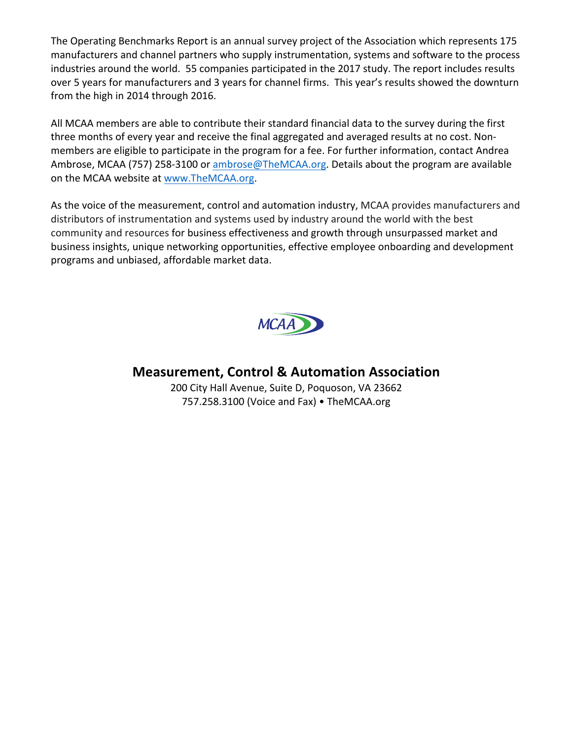The Operating Benchmarks Report is an annual survey project of the Association which represents 175 manufacturers and channel partners who supply instrumentation, systems and software to the process industries around the world. 55 companies participated in the 2017 study. The report includes results over 5 years for manufacturers and 3 years for channel firms. This year's results showed the downturn from the high in 2014 through 2016.

All MCAA members are able to contribute their standard financial data to the survey during the first three months of every year and receive the final aggregated and averaged results at no cost. Non-members are eligible to participate in the program for a fee. For further information, contact Andrea Ambrose, MCAA (757) 258-3100 or [ambrose@TheMCAA.org](mailto:ambrose@TheMCAA.org). Details about the program are available on the MCAA website at [www.TheMCAA.org](http://www.TheMCAA.org).

As the voice of the measurement, control and automation industry, MCAA provides manufacturers and distributors of instrumentation and systems used by industry around the world with the best community and resources for business effectiveness and growth through unsurpassed market and business insights, unique networking opportunities, effective employee onboarding and development programs and unbiased, affordable market data.

MCAA

## Measurement, Control & Automation Association

200 City Hall Avenue, Suite D, Poquoson, VA 23662
757.258.3100 (Voice and Fax) • TheMCAA.org